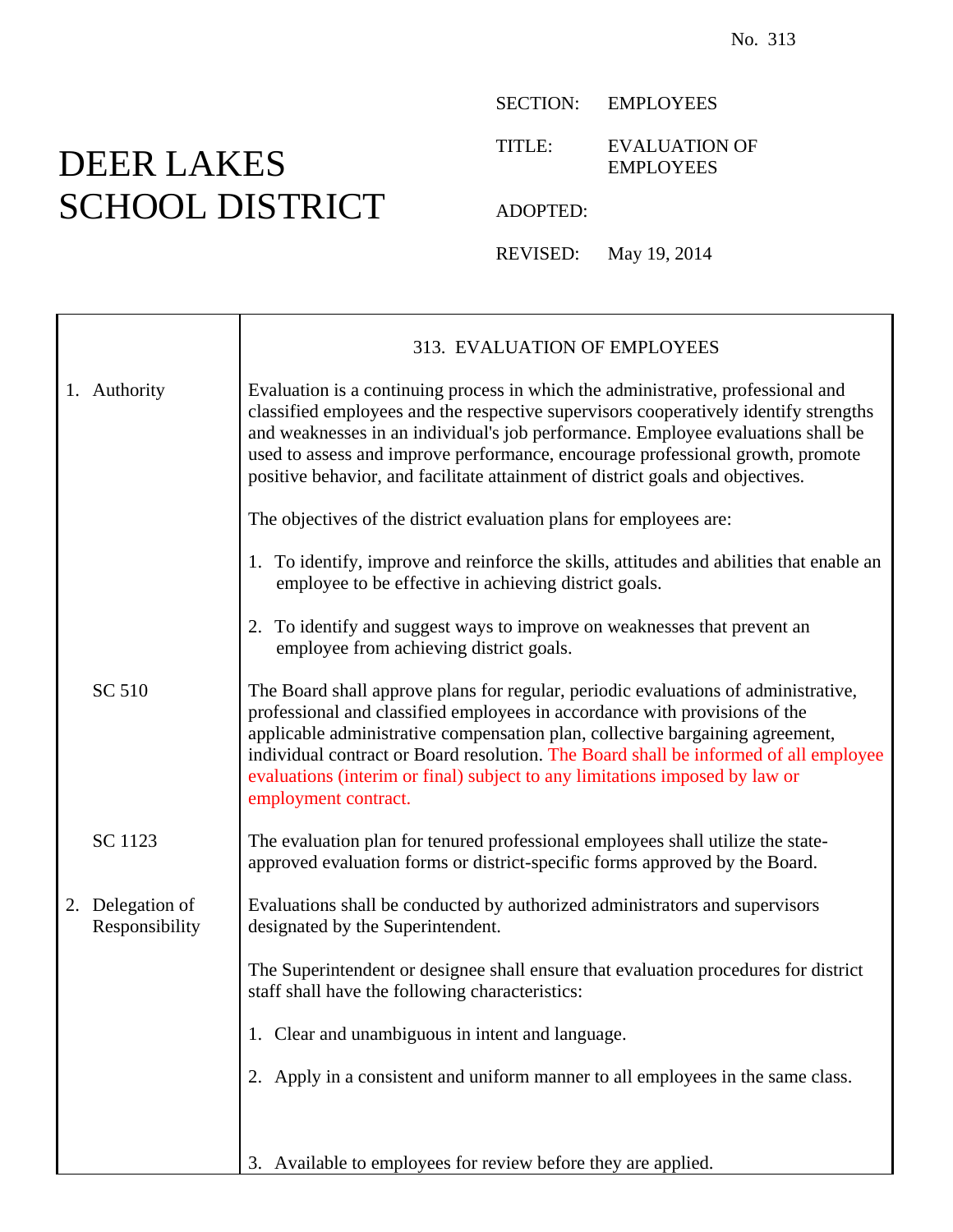No. 313

# DEER LAKES SCHOOL DISTRICT

SECTION: EMPLOYEES

TITLE: EVALUATION OF EMPLOYEES

ADOPTED:

REVISED: May 19, 2014

## 313. EVALUATION OF EMPLOYEES

**1. Authority**

Evaluation is a continuing process in which the administrative, professional and classified employees and the respective supervisors cooperatively identify strengths and weaknesses in an individual's job performance. Employee evaluations shall be used to assess and improve performance, encourage professional growth, promote positive behavior, and facilitate attainment of district goals and objectives.

The objectives of the district evaluation plans for employees are:

1. To identify, improve and reinforce the skills, attitudes and abilities that enable an employee to be effective in achieving district goals.

2. To identify and suggest ways to improve on weaknesses that prevent an employee from achieving district goals.

SC 510

The Board shall approve plans for regular, periodic evaluations of administrative, professional and classified employees in accordance with provisions of the applicable administrative compensation plan, collective bargaining agreement, individual contract or Board resolution. The Board shall be informed of all employee evaluations (interim or final) subject to any limitations imposed by law or employment contract.

SC 1123

The evaluation plan for tenured professional employees shall utilize the state-approved evaluation forms or district-specific forms approved by the Board.

**2. Delegation of Responsibility**

Evaluations shall be conducted by authorized administrators and supervisors designated by the Superintendent.

The Superintendent or designee shall ensure that evaluation procedures for district staff shall have the following characteristics:

1. Clear and unambiguous in intent and language.

2. Apply in a consistent and uniform manner to all employees in the same class.

3. Available to employees for review before they are applied.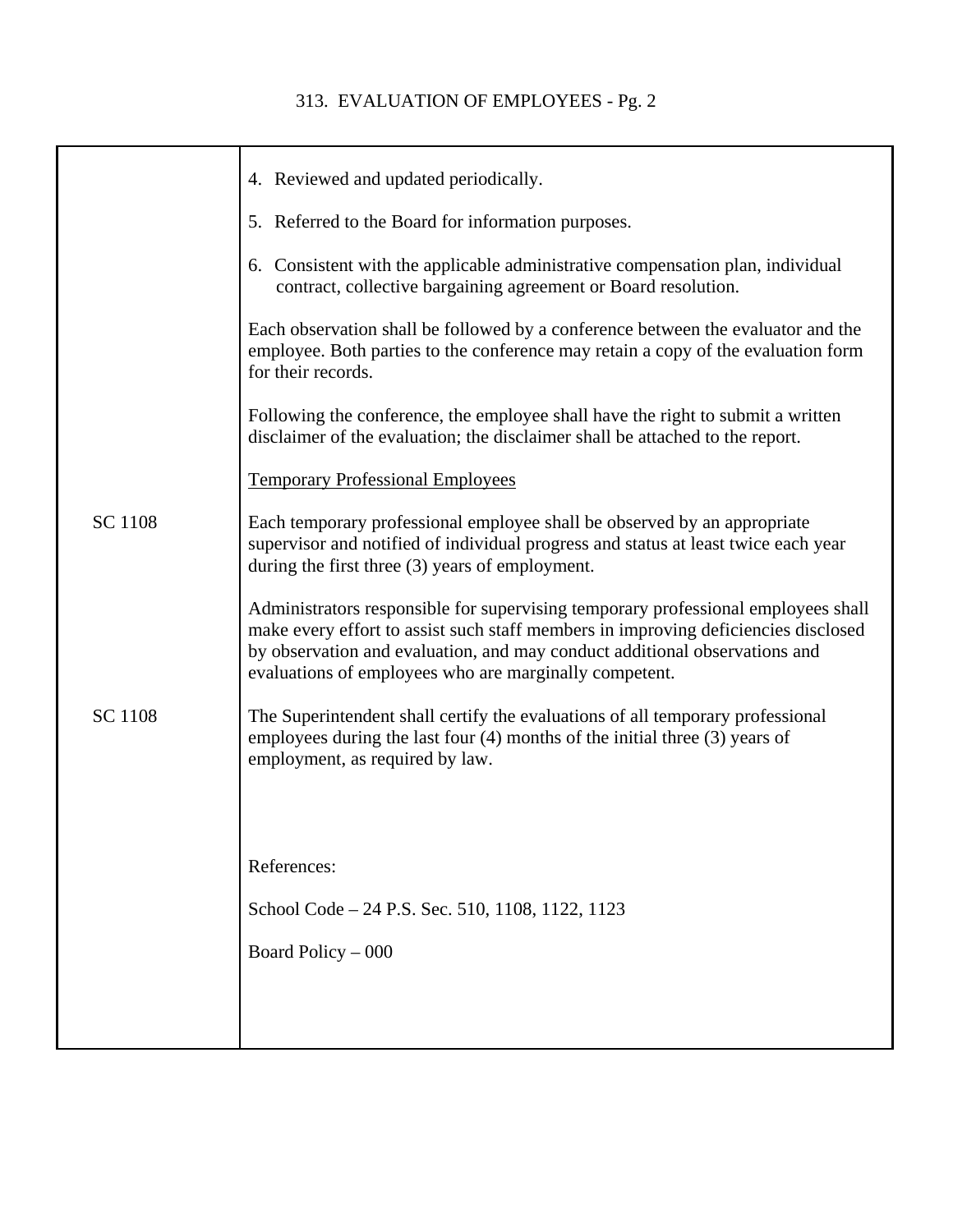4. Reviewed and updated periodically.

5. Referred to the Board for information purposes.

6. Consistent with the applicable administrative compensation plan, individual contract, collective bargaining agreement or Board resolution.

Each observation shall be followed by a conference between the evaluator and the employee. Both parties to the conference may retain a copy of the evaluation form for their records.

Following the conference, the employee shall have the right to submit a written disclaimer of the evaluation; the disclaimer shall be attached to the report.

Temporary Professional Employees

SC 1108

Each temporary professional employee shall be observed by an appropriate supervisor and notified of individual progress and status at least twice each year during the first three (3) years of employment.

Administrators responsible for supervising temporary professional employees shall make every effort to assist such staff members in improving deficiencies disclosed by observation and evaluation, and may conduct additional observations and evaluations of employees who are marginally competent.

SC 1108

The Superintendent shall certify the evaluations of all temporary professional employees during the last four (4) months of the initial three (3) years of employment, as required by law.

References:

School Code – 24 P.S. Sec. 510, 1108, 1122, 1123

Board Policy – 000